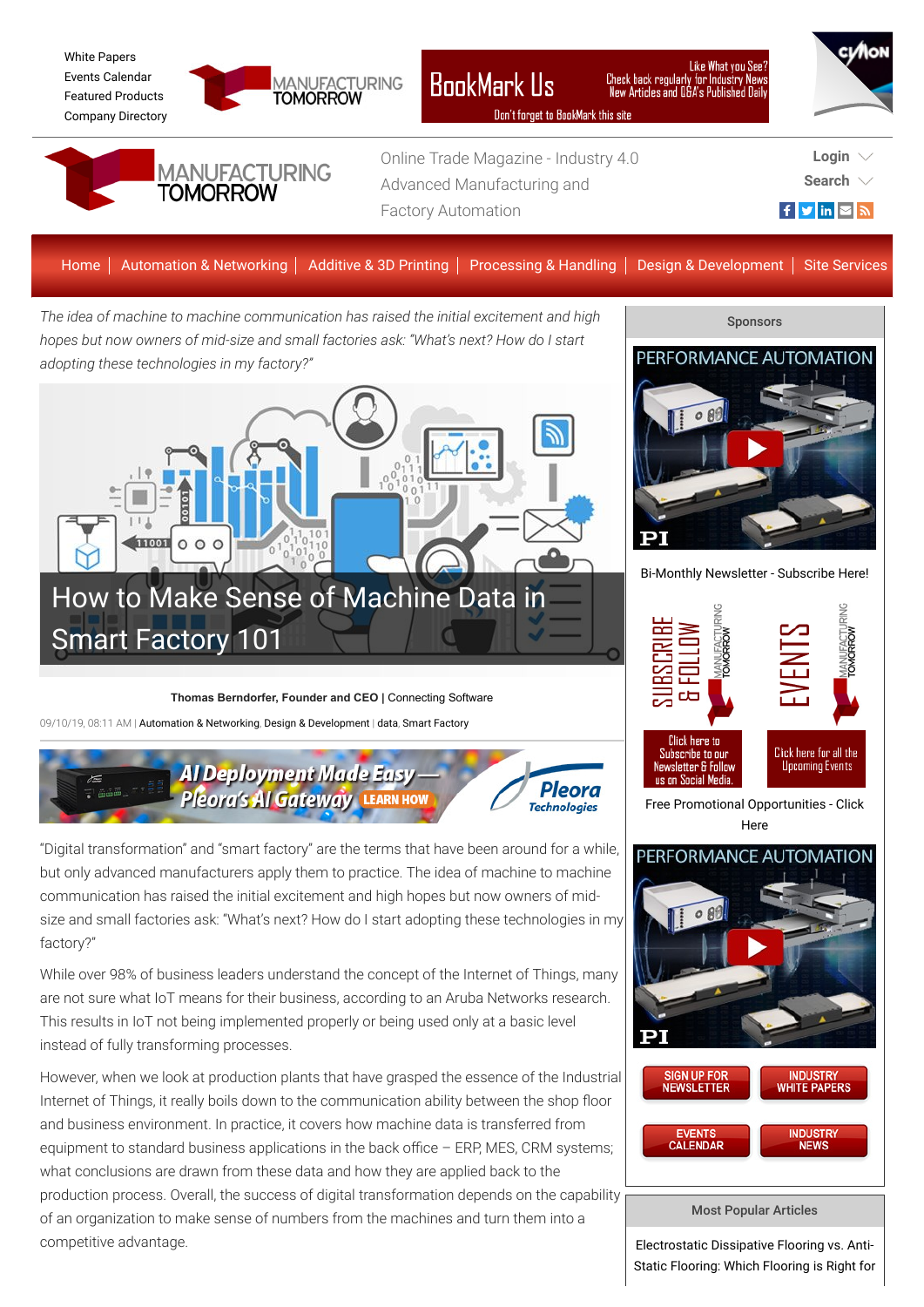White Papers
Events Calendar
Featured Products
Company Directory

MANUFACTURING TOMORROW

Online Trade Magazine - Industry 4.0
Advanced Manufacturing and
Factory Automation

Login
Search

Home | Automation & Networking | Additive & 3D Printing | Processing & Handling | Design & Development | Site Services

*The idea of machine to machine communication has raised the initial excitement and high hopes but now owners of mid-size and small factories ask: "What's next? How do I start adopting these technologies in my factory?"*

# How to Make Sense of Machine Data in Smart Factory 101

**Thomas Berndorfer, Founder and CEO |** Connecting Software

09/10/19, 08:11 AM | Automation & Networking, Design & Development | data, Smart Factory

"Digital transformation" and "smart factory" are the terms that have been around for a while, but only advanced manufacturers apply them to practice. The idea of machine to machine communication has raised the initial excitement and high hopes but now owners of mid-size and small factories ask: "What's next? How do I start adopting these technologies in my factory?"

While over 98% of business leaders understand the concept of the Internet of Things, many are not sure what IoT means for their business, according to an Aruba Networks research. This results in IoT not being implemented properly or being used only at a basic level instead of fully transforming processes.

However, when we look at production plants that have grasped the essence of the Industrial Internet of Things, it really boils down to the communication ability between the shop floor and business environment. In practice, it covers how machine data is transferred from equipment to standard business applications in the back office – ERP, MES, CRM systems; what conclusions are drawn from these data and how they are applied back to the production process. Overall, the success of digital transformation depends on the capability of an organization to make sense of numbers from the machines and turn them into a competitive advantage.

Sponsors

Bi-Monthly Newsletter - Subscribe Here!

Free Promotional Opportunities - Click Here

Most Popular Articles

Electrostatic Dissipative Flooring vs. Anti-Static Flooring: Which Flooring is Right for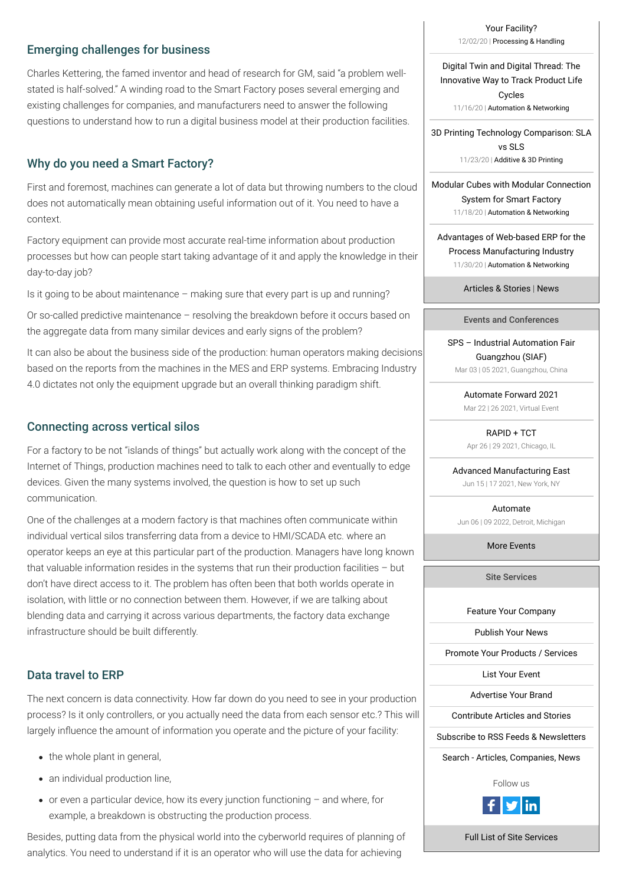## Emerging challenges for business

Charles Kettering, the famed inventor and head of research for GM, said "a problem well-stated is half-solved." A winding road to the Smart Factory poses several emerging and existing challenges for companies, and manufacturers need to answer the following questions to understand how to run a digital business model at their production facilities.

## Why do you need a Smart Factory?

First and foremost, machines can generate a lot of data but throwing numbers to the cloud does not automatically mean obtaining useful information out of it. You need to have a context.

Factory equipment can provide most accurate real-time information about production processes but how can people start taking advantage of it and apply the knowledge in their day-to-day job?

Is it going to be about maintenance – making sure that every part is up and running?

Or so-called predictive maintenance – resolving the breakdown before it occurs based on the aggregate data from many similar devices and early signs of the problem?

It can also be about the business side of the production: human operators making decisions based on the reports from the machines in the MES and ERP systems. Embracing Industry 4.0 dictates not only the equipment upgrade but an overall thinking paradigm shift.

## Connecting across vertical silos

For a factory to be not "islands of things" but actually work along with the concept of the Internet of Things, production machines need to talk to each other and eventually to edge devices. Given the many systems involved, the question is how to set up such communication.

One of the challenges at a modern factory is that machines often communicate within individual vertical silos transferring data from a device to HMI/SCADA etc. where an operator keeps an eye at this particular part of the production. Managers have long known that valuable information resides in the systems that run their production facilities – but don't have direct access to it. The problem has often been that both worlds operate in isolation, with little or no connection between them. However, if we are talking about blending data and carrying it across various departments, the factory data exchange infrastructure should be built differently.

## Data travel to ERP

The next concern is data connectivity. How far down do you need to see in your production process? Is it only controllers, or you actually need the data from each sensor etc.? This will largely influence the amount of information you operate and the picture of your facility:

- the whole plant in general,
- an individual production line,
- or even a particular device, how its every junction functioning – and where, for example, a breakdown is obstructing the production process.

Besides, putting data from the physical world into the cyberworld requires of planning of analytics. You need to understand if it is an operator who will use the data for achieving

Your Facility?
12/02/20 | Processing & Handling

Digital Twin and Digital Thread: The Innovative Way to Track Product Life Cycles
11/16/20 | Automation & Networking

3D Printing Technology Comparison: SLA vs SLS
11/23/20 | Additive & 3D Printing

Modular Cubes with Modular Connection System for Smart Factory
11/18/20 | Automation & Networking

Advantages of Web-based ERP for the Process Manufacturing Industry
11/30/20 | Automation & Networking

Articles & Stories | News

**Events and Conferences**

SPS – Industrial Automation Fair Guangzhou (SIAF)
Mar 03 | 05 2021, Guangzhou, China

Automate Forward 2021
Mar 22 | 26 2021, Virtual Event

RAPID + TCT
Apr 26 | 29 2021, Chicago, IL

Advanced Manufacturing East
Jun 15 | 17 2021, New York, NY

Automate
Jun 06 | 09 2022, Detroit, Michigan

More Events

**Site Services**

- Feature Your Company
- Publish Your News
- Promote Your Products / Services
- List Your Event
- Advertise Your Brand
- Contribute Articles and Stories
- Subscribe to RSS Feeds & Newsletters
- Search - Articles, Companies, News

Follow us

Full List of Site Services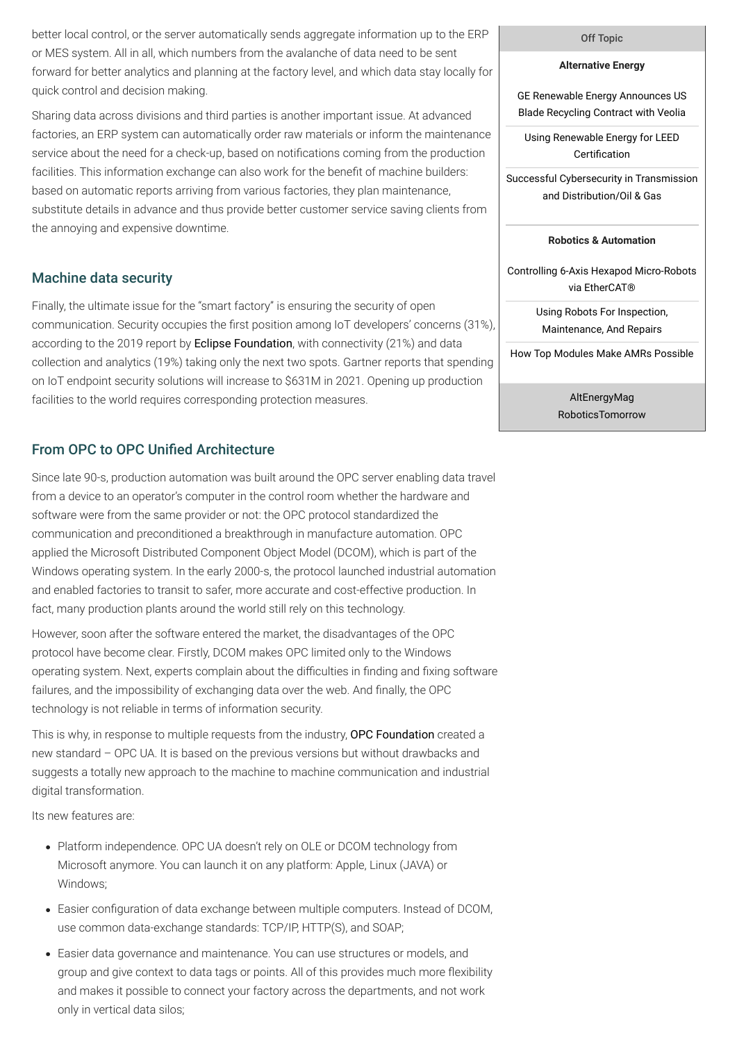better local control, or the server automatically sends aggregate information up to the ERP or MES system. All in all, which numbers from the avalanche of data need to be sent forward for better analytics and planning at the factory level, and which data stay locally for quick control and decision making.

Sharing data across divisions and third parties is another important issue. At advanced factories, an ERP system can automatically order raw materials or inform the maintenance service about the need for a check-up, based on notifications coming from the production facilities. This information exchange can also work for the benefit of machine builders: based on automatic reports arriving from various factories, they plan maintenance, substitute details in advance and thus provide better customer service saving clients from the annoying and expensive downtime.

## Machine data security

Finally, the ultimate issue for the "smart factory" is ensuring the security of open communication. Security occupies the first position among IoT developers' concerns (31%), according to the 2019 report by Eclipse Foundation, with connectivity (21%) and data collection and analytics (19%) taking only the next two spots. Gartner reports that spending on IoT endpoint security solutions will increase to $631M in 2021. Opening up production facilities to the world requires corresponding protection measures.

## From OPC to OPC Unified Architecture

Since late 90-s, production automation was built around the OPC server enabling data travel from a device to an operator's computer in the control room whether the hardware and software were from the same provider or not: the OPC protocol standardized the communication and preconditioned a breakthrough in manufacture automation. OPC applied the Microsoft Distributed Component Object Model (DCOM), which is part of the Windows operating system. In the early 2000-s, the protocol launched industrial automation and enabled factories to transit to safer, more accurate and cost-effective production. In fact, many production plants around the world still rely on this technology.

However, soon after the software entered the market, the disadvantages of the OPC protocol have become clear. Firstly, DCOM makes OPC limited only to the Windows operating system. Next, experts complain about the difficulties in finding and fixing software failures, and the impossibility of exchanging data over the web. And finally, the OPC technology is not reliable in terms of information security.

This is why, in response to multiple requests from the industry, OPC Foundation created a new standard – OPC UA. It is based on the previous versions but without drawbacks and suggests a totally new approach to the machine to machine communication and industrial digital transformation.

Its new features are:

- Platform independence. OPC UA doesn't rely on OLE or DCOM technology from Microsoft anymore. You can launch it on any platform: Apple, Linux (JAVA) or Windows;
- Easier configuration of data exchange between multiple computers. Instead of DCOM, use common data-exchange standards: TCP/IP, HTTP(S), and SOAP;
- Easier data governance and maintenance. You can use structures or models, and group and give context to data tags or points. All of this provides much more flexibility and makes it possible to connect your factory across the departments, and not work only in vertical data silos;

Off Topic

**Alternative Energy**

GE Renewable Energy Announces US Blade Recycling Contract with Veolia

Using Renewable Energy for LEED Certification

Successful Cybersecurity in Transmission and Distribution/Oil & Gas

**Robotics & Automation**

Controlling 6-Axis Hexapod Micro-Robots via EtherCAT®

Using Robots For Inspection, Maintenance, And Repairs

How Top Modules Make AMRs Possible

AltEnergyMag
RoboticsTomorrow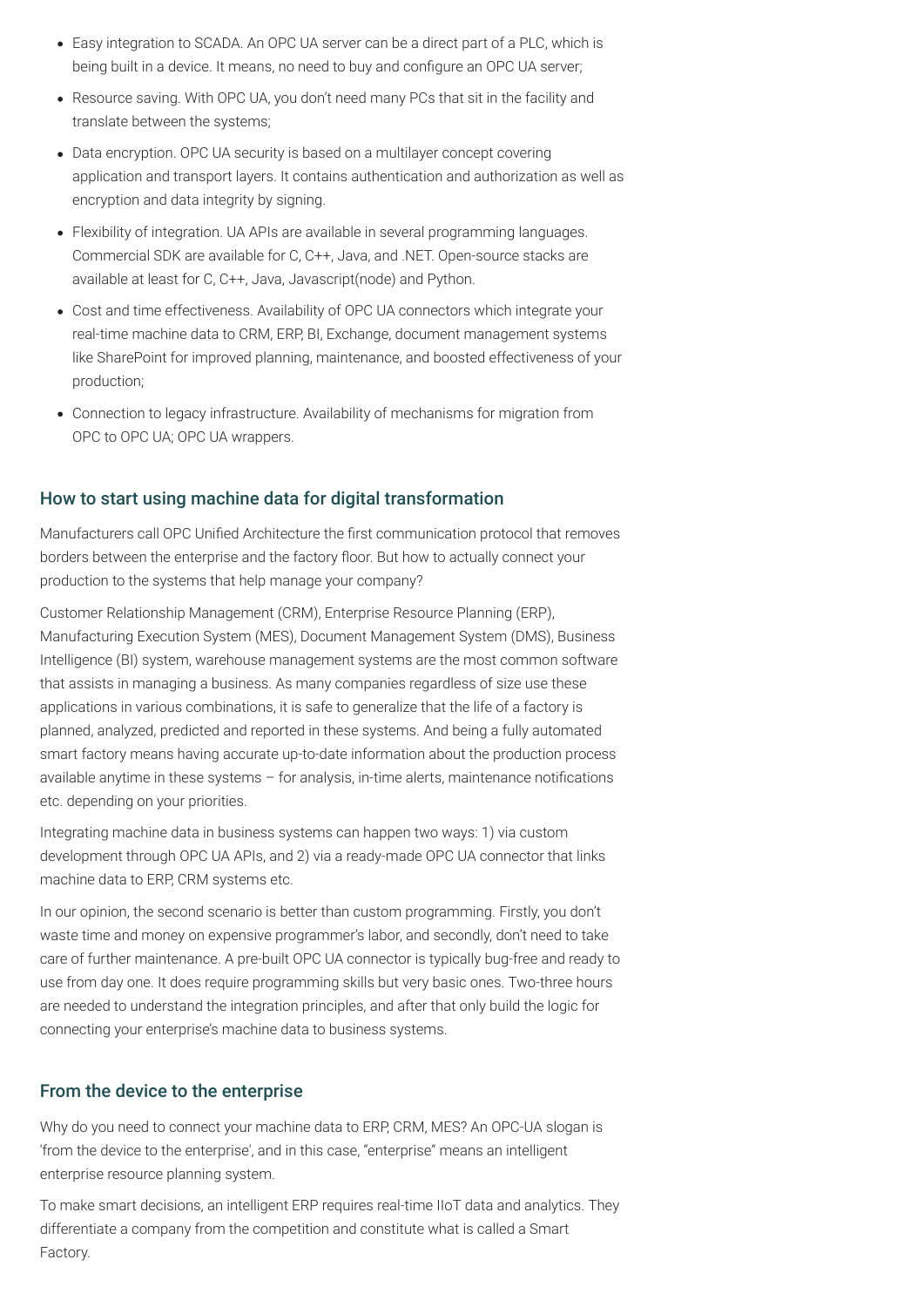- Easy integration to SCADA. An OPC UA server can be a direct part of a PLC, which is being built in a device. It means, no need to buy and configure an OPC UA server;
- Resource saving. With OPC UA, you don't need many PCs that sit in the facility and translate between the systems;
- Data encryption. OPC UA security is based on a multilayer concept covering application and transport layers. It contains authentication and authorization as well as encryption and data integrity by signing.
- Flexibility of integration. UA APIs are available in several programming languages. Commercial SDK are available for C, C++, Java, and .NET. Open-source stacks are available at least for C, C++, Java, Javascript(node) and Python.
- Cost and time effectiveness. Availability of OPC UA connectors which integrate your real-time machine data to CRM, ERP, BI, Exchange, document management systems like SharePoint for improved planning, maintenance, and boosted effectiveness of your production;
- Connection to legacy infrastructure. Availability of mechanisms for migration from OPC to OPC UA; OPC UA wrappers.

## How to start using machine data for digital transformation

Manufacturers call OPC Unified Architecture the first communication protocol that removes borders between the enterprise and the factory floor. But how to actually connect your production to the systems that help manage your company?

Customer Relationship Management (CRM), Enterprise Resource Planning (ERP), Manufacturing Execution System (MES), Document Management System (DMS), Business Intelligence (BI) system, warehouse management systems are the most common software that assists in managing a business. As many companies regardless of size use these applications in various combinations, it is safe to generalize that the life of a factory is planned, analyzed, predicted and reported in these systems. And being a fully automated smart factory means having accurate up-to-date information about the production process available anytime in these systems – for analysis, in-time alerts, maintenance notifications etc. depending on your priorities.

Integrating machine data in business systems can happen two ways: 1) via custom development through OPC UA APIs, and 2) via a ready-made OPC UA connector that links machine data to ERP, CRM systems etc.

In our opinion, the second scenario is better than custom programming. Firstly, you don't waste time and money on expensive programmer's labor, and secondly, don't need to take care of further maintenance. A pre-built OPC UA connector is typically bug-free and ready to use from day one. It does require programming skills but very basic ones. Two-three hours are needed to understand the integration principles, and after that only build the logic for connecting your enterprise's machine data to business systems.

## From the device to the enterprise

Why do you need to connect your machine data to ERP, CRM, MES? An OPC-UA slogan is 'from the device to the enterprise', and in this case, "enterprise" means an intelligent enterprise resource planning system.

To make smart decisions, an intelligent ERP requires real-time IIoT data and analytics. They differentiate a company from the competition and constitute what is called a Smart Factory.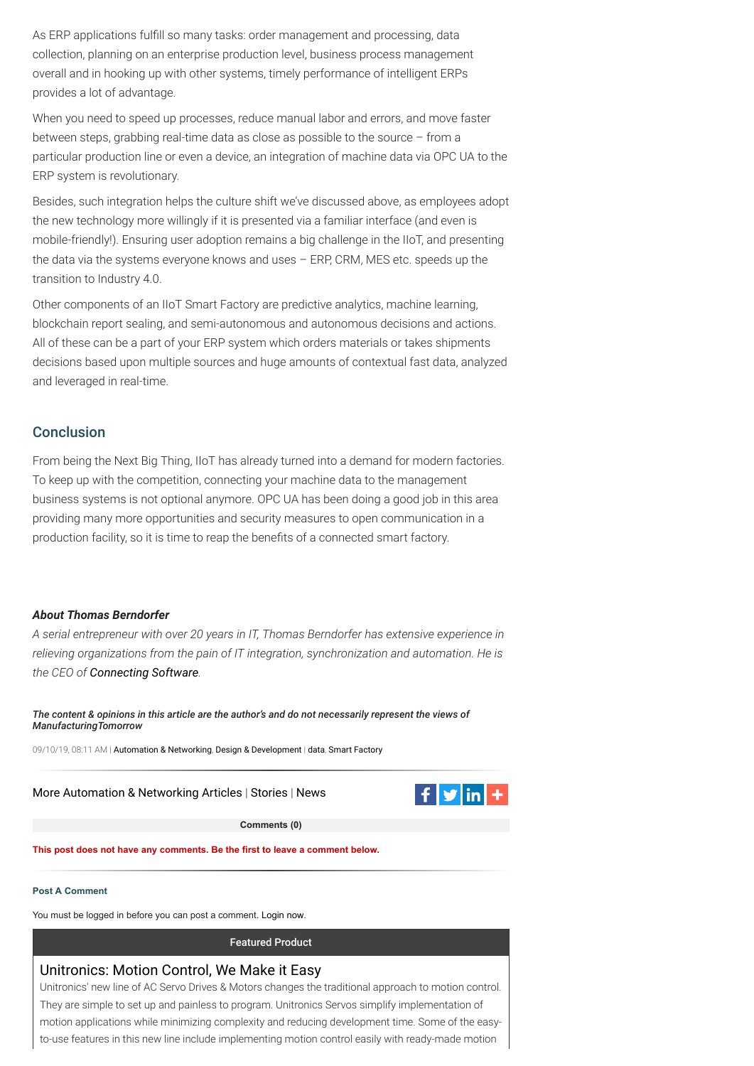As ERP applications fulfill so many tasks: order management and processing, data collection, planning on an enterprise production level, business process management overall and in hooking up with other systems, timely performance of intelligent ERPs provides a lot of advantage.

When you need to speed up processes, reduce manual labor and errors, and move faster between steps, grabbing real-time data as close as possible to the source – from a particular production line or even a device, an integration of machine data via OPC UA to the ERP system is revolutionary.

Besides, such integration helps the culture shift we've discussed above, as employees adopt the new technology more willingly if it is presented via a familiar interface (and even is mobile-friendly!). Ensuring user adoption remains a big challenge in the IIoT, and presenting the data via the systems everyone knows and uses – ERP, CRM, MES etc. speeds up the transition to Industry 4.0.

Other components of an IIoT Smart Factory are predictive analytics, machine learning, blockchain report sealing, and semi-autonomous and autonomous decisions and actions. All of these can be a part of your ERP system which orders materials or takes shipments decisions based upon multiple sources and huge amounts of contextual fast data, analyzed and leveraged in real-time.

## Conclusion

From being the Next Big Thing, IIoT has already turned into a demand for modern factories. To keep up with the competition, connecting your machine data to the management business systems is not optional anymore. OPC UA has been doing a good job in this area providing many more opportunities and security measures to open communication in a production facility, so it is time to reap the benefits of a connected smart factory.

***About Thomas Berndorfer***

*A serial entrepreneur with over 20 years in IT, Thomas Berndorfer has extensive experience in relieving organizations from the pain of IT integration, synchronization and automation. He is the CEO of Connecting Software.*

***The content & opinions in this article are the author's and do not necessarily represent the views of ManufacturingTomorrow***

09/10/19, 08:11 AM | Automation & Networking, Design & Development | data, Smart Factory

More Automation & Networking Articles | Stories | News

**Comments (0)**

**This post does not have any comments. Be the first to leave a comment below.**

**Post A Comment**

You must be logged in before you can post a comment. Login now.

**Featured Product**

### Unitronics: Motion Control, We Make it Easy

Unitronics' new line of AC Servo Drives & Motors changes the traditional approach to motion control. They are simple to set up and painless to program. Unitronics Servos simplify implementation of motion applications while minimizing complexity and reducing development time. Some of the easy-to-use features in this new line include implementing motion control easily with ready-made motion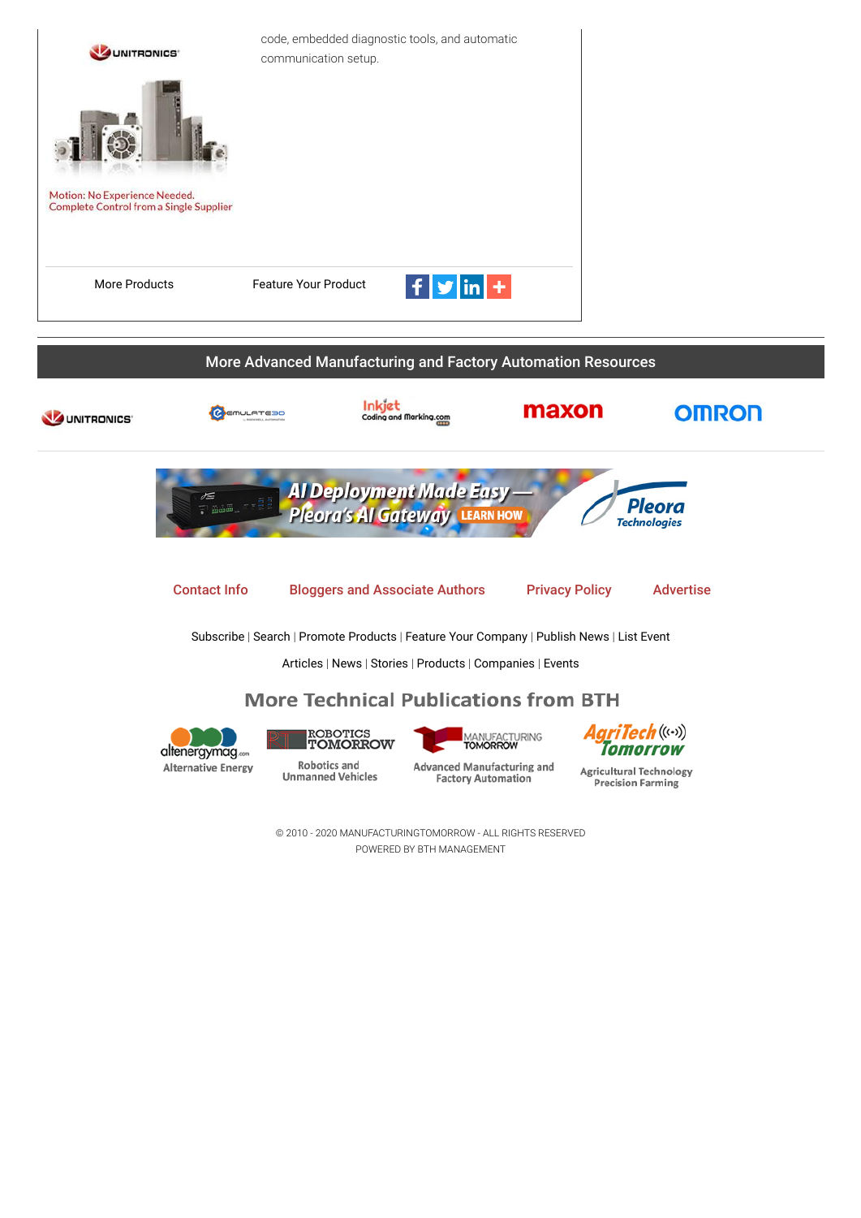code, embedded diagnostic tools, and automatic communication setup.

Motion: No Experience Needed.
Complete Control from a Single Supplier

More Products | Feature Your Product

## More Advanced Manufacturing and Factory Automation Resources

Contact Info | Bloggers and Associate Authors | Privacy Policy | Advertise

Subscribe | Search | Promote Products | Feature Your Company | Publish News | List Event

Articles | News | Stories | Products | Companies | Events

## More Technical Publications from BTH

Alternative Energy

Robotics and Unmanned Vehicles

Advanced Manufacturing and Factory Automation

Agricultural Technology Precision Farming

© 2010 - 2020 MANUFACTURINGTOMORROW - ALL RIGHTS RESERVED
POWERED BY BTH MANAGEMENT